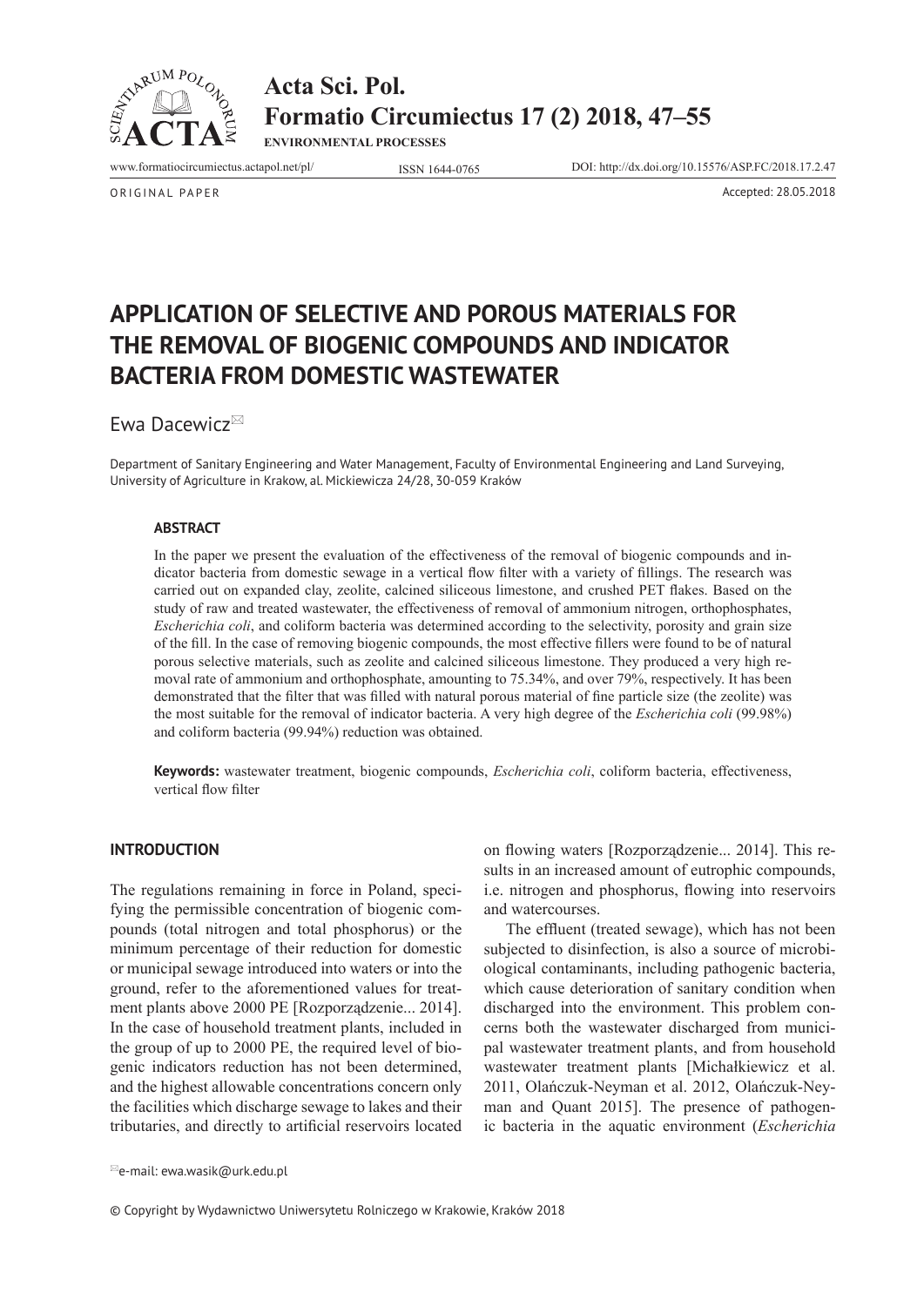ORIGINAL PAPER

Accepted: 28.05.2018

# APPLICATION OF SELECTIVE AND POROUS MATERIALS FOR THE REMOVAL OF BIOGENIC COMPOUNDS AND INDICATOR BACTERIA FROM DOMESTIC WASTEWATER

Ewa Dacewicz✉

Department of Sanitary Engineering and Water Management, Faculty of Environmental Engineering and Land Surveying, University of Agriculture in Krakow, al. Mickiewicza 24/28, 30-059 Kraków

## ABSTRACT

In the paper we present the evaluation of the effectiveness of the removal of biogenic compounds and indicator bacteria from domestic sewage in a vertical flow filter with a variety of fillings. The research was carried out on expanded clay, zeolite, calcined siliceous limestone, and crushed PET flakes. Based on the study of raw and treated wastewater, the effectiveness of removal of ammonium nitrogen, orthophosphates, *Escherichia coli*, and coliform bacteria was determined according to the selectivity, porosity and grain size of the fill. In the case of removing biogenic compounds, the most effective fillers were found to be of natural porous selective materials, such as zeolite and calcined siliceous limestone. They produced a very high removal rate of ammonium and orthophosphate, amounting to 75.34%, and over 79%, respectively. It has been demonstrated that the filter that was filled with natural porous material of fine particle size (the zeolite) was the most suitable for the removal of indicator bacteria. A very high degree of the *Escherichia coli* (99.98%) and coliform bacteria (99.94%) reduction was obtained.

**Keywords:** wastewater treatment, biogenic compounds, *Escherichia coli*, coliform bacteria, effectiveness, vertical flow filter

## INTRODUCTION

The regulations remaining in force in Poland, specifying the permissible concentration of biogenic compounds (total nitrogen and total phosphorus) or the minimum percentage of their reduction for domestic or municipal sewage introduced into waters or into the ground, refer to the aforementioned values for treatment plants above 2000 PE [Rozporządzenie... 2014]. In the case of household treatment plants, included in the group of up to 2000 PE, the required level of biogenic indicators reduction has not been determined, and the highest allowable concentrations concern only the facilities which discharge sewage to lakes and their tributaries, and directly to artificial reservoirs located on flowing waters [Rozporządzenie... 2014]. This results in an increased amount of eutrophic compounds, i.e. nitrogen and phosphorus, flowing into reservoirs and watercourses.

The effluent (treated sewage), which has not been subjected to disinfection, is also a source of microbiological contaminants, including pathogenic bacteria, which cause deterioration of sanitary condition when discharged into the environment. This problem concerns both the wastewater discharged from municipal wastewater treatment plants, and from household wastewater treatment plants [Michałkiewicz et al. 2011, Olańczuk-Neyman et al. 2012, Olańczuk-Neyman and Quant 2015]. The presence of pathogenic bacteria in the aquatic environment (*Escherichia*

✉e-mail: ewa.wasik@urk.edu.pl

© Copyright by Wydawnictwo Uniwersytetu Rolniczego w Krakowie, Kraków 2018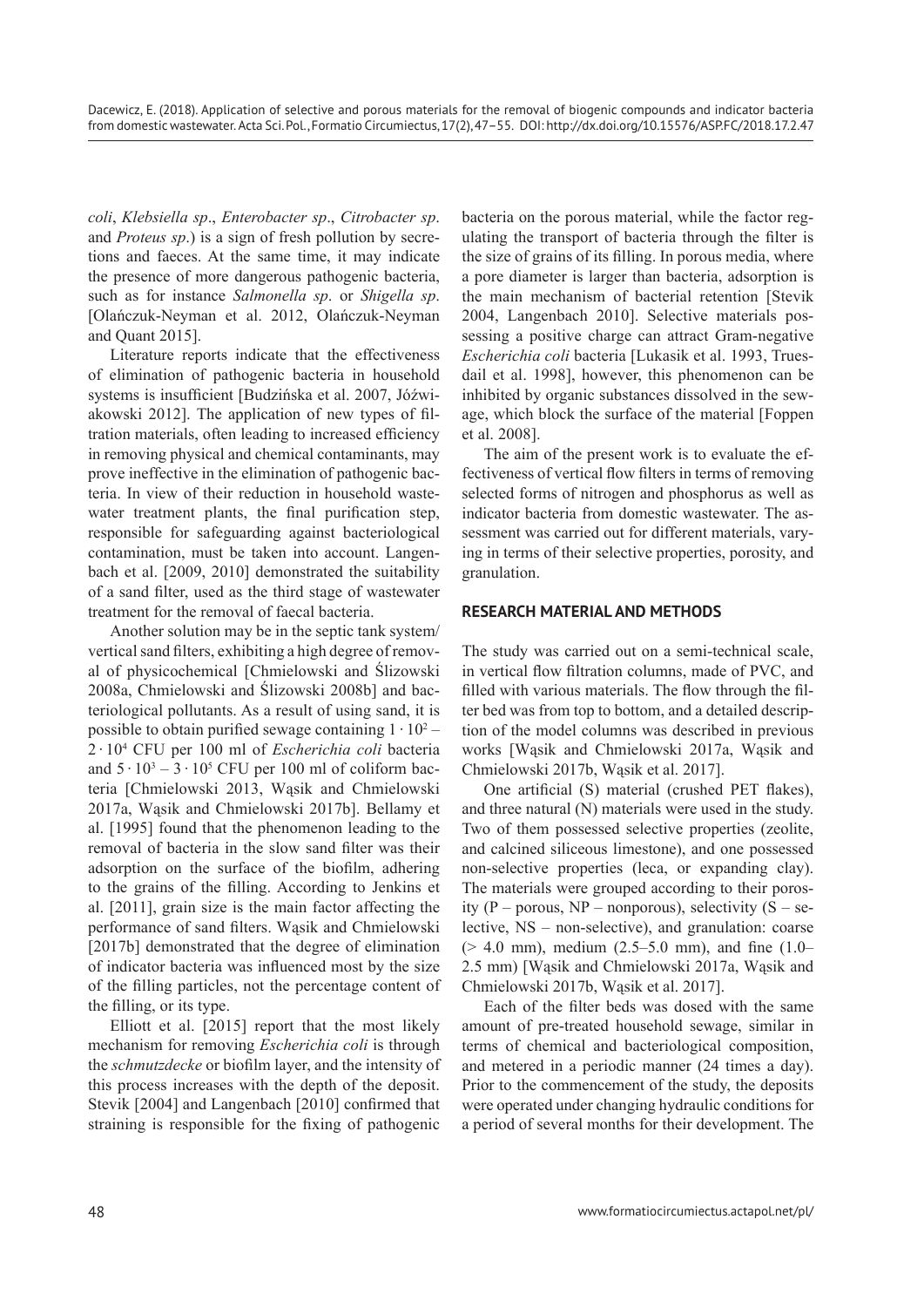*coli*, *Klebsiella sp*., *Enterobacter sp*., *Citrobacter sp*. and *Proteus sp*.) is a sign of fresh pollution by secretions and faeces. At the same time, it may indicate the presence of more dangerous pathogenic bacteria, such as for instance *Salmonella sp*. or *Shigella sp*. [Olańczuk-Neyman et al. 2012, Olańczuk-Neyman and Quant 2015].

Literature reports indicate that the effectiveness of elimination of pathogenic bacteria in household systems is insufficient [Budzińska et al. 2007, Jóźwiakowski 2012]. The application of new types of filtration materials, often leading to increased efficiency in removing physical and chemical contaminants, may prove ineffective in the elimination of pathogenic bacteria. In view of their reduction in household wastewater treatment plants, the final purification step, responsible for safeguarding against bacteriological contamination, must be taken into account. Langenbach et al. [2009, 2010] demonstrated the suitability of a sand filter, used as the third stage of wastewater treatment for the removal of faecal bacteria.

Another solution may be in the septic tank system/vertical sand filters, exhibiting a high degree of removal of physicochemical [Chmielowski and Ślizowski 2008a, Chmielowski and Ślizowski 2008b] and bacteriological pollutants. As a result of using sand, it is possible to obtain purified sewage containing $1 \cdot 10^2$ – $2 \cdot 10^4$ CFU per 100 ml of *Escherichia coli* bacteria and $5 \cdot 10^3$ – $3 \cdot 10^5$ CFU per 100 ml of coliform bacteria [Chmielowski 2013, Wąsik and Chmielowski 2017a, Wąsik and Chmielowski 2017b]. Bellamy et al. [1995] found that the phenomenon leading to the removal of bacteria in the slow sand filter was their adsorption on the surface of the biofilm, adhering to the grains of the filling. According to Jenkins et al. [2011], grain size is the main factor affecting the performance of sand filters. Wąsik and Chmielowski [2017b] demonstrated that the degree of elimination of indicator bacteria was influenced most by the size of the filling particles, not the percentage content of the filling, or its type.

Elliott et al. [2015] report that the most likely mechanism for removing *Escherichia coli* is through the *schmutzdecke* or biofilm layer, and the intensity of this process increases with the depth of the deposit. Stevik [2004] and Langenbach [2010] confirmed that straining is responsible for the fixing of pathogenic bacteria on the porous material, while the factor regulating the transport of bacteria through the filter is the size of grains of its filling. In porous media, where a pore diameter is larger than bacteria, adsorption is the main mechanism of bacterial retention [Stevik 2004, Langenbach 2010]. Selective materials possessing a positive charge can attract Gram-negative *Escherichia coli* bacteria [Lukasik et al. 1993, Truesdail et al. 1998], however, this phenomenon can be inhibited by organic substances dissolved in the sewage, which block the surface of the material [Foppen et al. 2008].

The aim of the present work is to evaluate the effectiveness of vertical flow filters in terms of removing selected forms of nitrogen and phosphorus as well as indicator bacteria from domestic wastewater. The assessment was carried out for different materials, varying in terms of their selective properties, porosity, and granulation.

## RESEARCH MATERIAL AND METHODS

The study was carried out on a semi-technical scale, in vertical flow filtration columns, made of PVC, and filled with various materials. The flow through the filter bed was from top to bottom, and a detailed description of the model columns was described in previous works [Wąsik and Chmielowski 2017a, Wąsik and Chmielowski 2017b, Wąsik et al. 2017].

One artificial (S) material (crushed PET flakes), and three natural (N) materials were used in the study. Two of them possessed selective properties (zeolite, and calcined siliceous limestone), and one possessed non-selective properties (leca, or expanding clay). The materials were grouped according to their porosity (P – porous, NP – nonporous), selectivity (S – selective, NS – non-selective), and granulation: coarse (> 4.0 mm), medium (2.5–5.0 mm), and fine (1.0–2.5 mm) [Wąsik and Chmielowski 2017a, Wąsik and Chmielowski 2017b, Wąsik et al. 2017].

Each of the filter beds was dosed with the same amount of pre-treated household sewage, similar in terms of chemical and bacteriological composition, and metered in a periodic manner (24 times a day). Prior to the commencement of the study, the deposits were operated under changing hydraulic conditions for a period of several months for their development. The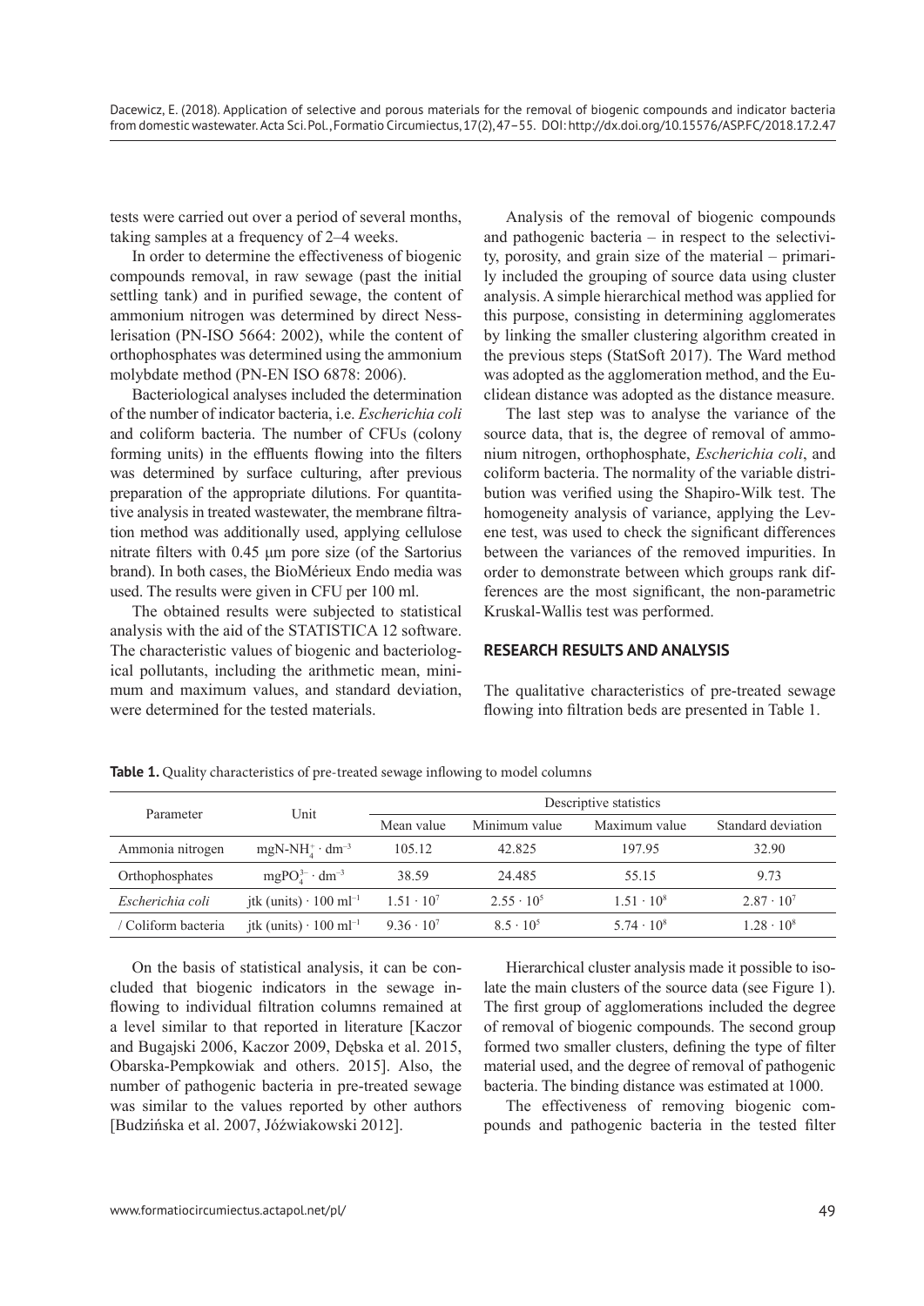tests were carried out over a period of several months, taking samples at a frequency of 2–4 weeks.

In order to determine the effectiveness of biogenic compounds removal, in raw sewage (past the initial settling tank) and in purified sewage, the content of ammonium nitrogen was determined by direct Nesslerisation (PN-ISO 5664: 2002), while the content of orthophosphates was determined using the ammonium molybdate method (PN-EN ISO 6878: 2006).

Bacteriological analyses included the determination of the number of indicator bacteria, i.e. *Escherichia coli* and coliform bacteria. The number of CFUs (colony forming units) in the effluents flowing into the filters was determined by surface culturing, after previous preparation of the appropriate dilutions. For quantitative analysis in treated wastewater, the membrane filtration method was additionally used, applying cellulose nitrate filters with 0.45 μm pore size (of the Sartorius brand). In both cases, the BioMérieux Endo media was used. The results were given in CFU per 100 ml.

The obtained results were subjected to statistical analysis with the aid of the STATISTICA 12 software. The characteristic values of biogenic and bacteriological pollutants, including the arithmetic mean, minimum and maximum values, and standard deviation, were determined for the tested materials.

Analysis of the removal of biogenic compounds and pathogenic bacteria – in respect to the selectivity, porosity, and grain size of the material – primarily included the grouping of source data using cluster analysis. A simple hierarchical method was applied for this purpose, consisting in determining agglomerates by linking the smaller clustering algorithm created in the previous steps (StatSoft 2017). The Ward method was adopted as the agglomeration method, and the Euclidean distance was adopted as the distance measure.

The last step was to analyse the variance of the source data, that is, the degree of removal of ammonium nitrogen, orthophosphate, *Escherichia coli*, and coliform bacteria. The normality of the variable distribution was verified using the Shapiro-Wilk test. The homogeneity analysis of variance, applying the Levene test, was used to check the significant differences between the variances of the removed impurities. In order to demonstrate between which groups rank differences are the most significant, the non-parametric Kruskal-Wallis test was performed.

## RESEARCH RESULTS AND ANALYSIS

The qualitative characteristics of pre-treated sewage flowing into filtration beds are presented in Table 1.

**Table 1.** Quality characteristics of pre-treated sewage inflowing to model columns

| Parameter | Unit | Descriptive statistics | | | |
|---|---|---|---|---|---|
| | | Mean value | Minimum value | Maximum value | Standard deviation |
| Ammonia nitrogen | $mgN\text{-}NH_4^+ \cdot dm^{-3}$ | 105.12 | 42.825 | 197.95 | 32.90 |
| Orthophosphates | $mgPO_4^{3-} \cdot dm^{-3}$ | 38.59 | 24.485 | 55.15 | 9.73 |
| *Escherichia coli* | jtk (units) $\cdot$ 100 $ml^{-1}$ | $1.51 \cdot 10^7$ | $2.55 \cdot 10^5$ | $1.51 \cdot 10^8$ | $2.87 \cdot 10^7$ |
| / Coliform bacteria | jtk (units) $\cdot$ 100 $ml^{-1}$ | $9.36 \cdot 10^7$ | $8.5 \cdot 10^5$ | $5.74 \cdot 10^8$ | $1.28 \cdot 10^8$ |

On the basis of statistical analysis, it can be concluded that biogenic indicators in the sewage inflowing to individual filtration columns remained at a level similar to that reported in literature [Kaczor and Bugajski 2006, Kaczor 2009, Dębska et al. 2015, Obarska-Pempkowiak and others. 2015]. Also, the number of pathogenic bacteria in pre-treated sewage was similar to the values reported by other authors [Budzińska et al. 2007, Jóźwiakowski 2012].

Hierarchical cluster analysis made it possible to isolate the main clusters of the source data (see Figure 1). The first group of agglomerations included the degree of removal of biogenic compounds. The second group formed two smaller clusters, defining the type of filter material used, and the degree of removal of pathogenic bacteria. The binding distance was estimated at 1000.

The effectiveness of removing biogenic compounds and pathogenic bacteria in the tested filter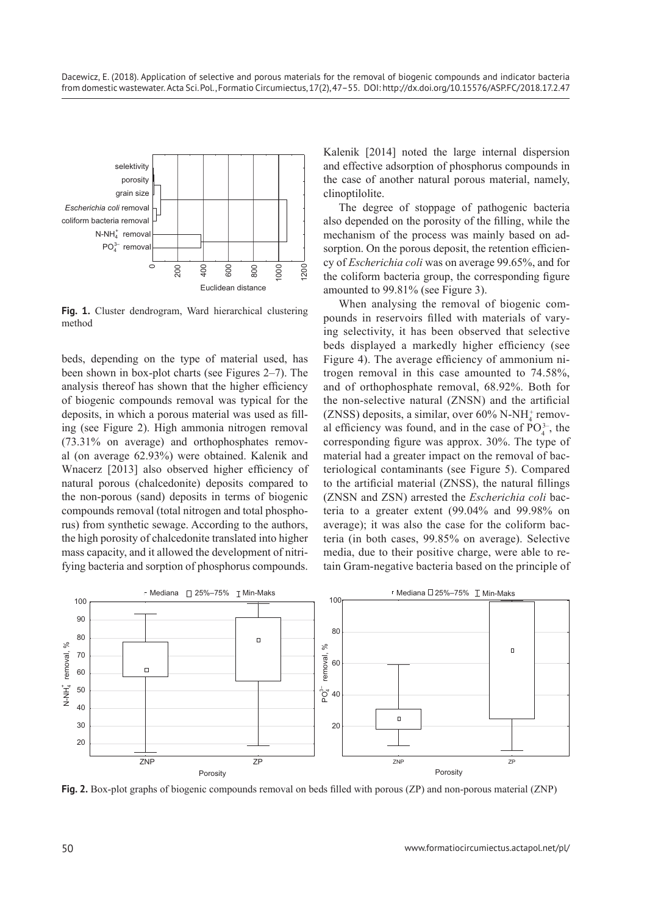**Fig. 1.** Cluster dendrogram, Ward hierarchical clustering method

beds, depending on the type of material used, has been shown in box-plot charts (see Figures 2–7). The analysis thereof has shown that the higher efficiency of biogenic compounds removal was typical for the deposits, in which a porous material was used as filling (see Figure 2). High ammonia nitrogen removal (73.31% on average) and orthophosphates removal (on average 62.93%) were obtained. Kalenik and Wnacerz [2013] also observed higher efficiency of natural porous (chalcedonite) deposits compared to the non-porous (sand) deposits in terms of biogenic compounds removal (total nitrogen and total phosphorus) from synthetic sewage. According to the authors, the high porosity of chalcedonite translated into higher mass capacity, and it allowed the development of nitrifying bacteria and sorption of phosphorus compounds. Kalenik [2014] noted the large internal dispersion and effective adsorption of phosphorus compounds in the case of another natural porous material, namely, clinoptilolite.

The degree of stoppage of pathogenic bacteria also depended on the porosity of the filling, while the mechanism of the process was mainly based on adsorption. On the porous deposit, the retention efficiency of *Escherichia coli* was on average 99.65%, and for the coliform bacteria group, the corresponding figure amounted to 99.81% (see Figure 3).

When analysing the removal of biogenic compounds in reservoirs filled with materials of varying selectivity, it has been observed that selective beds displayed a markedly higher efficiency (see Figure 4). The average efficiency of ammonium nitrogen removal in this case amounted to 74.58%, and of orthophosphate removal, 68.92%. Both for the non-selective natural (ZNSN) and the artificial (ZNSS) deposits, a similar, over 60% $N\text{-}NH_4^+$ removal efficiency was found, and in the case of $PO_4^{3-}$, the corresponding figure was approx. 30%. The type of material had a greater impact on the removal of bacteriological contaminants (see Figure 5). Compared to the artificial material (ZNSS), the natural fillings (ZNSN and ZSN) arrested the *Escherichia coli* bacteria to a greater extent (99.04% and 99.98% on average); it was also the case for the coliform bacteria (in both cases, 99.85% on average). Selective media, due to their positive charge, were able to retain Gram-negative bacteria based on the principle of

**Fig. 2.** Box-plot graphs of biogenic compounds removal on beds filled with porous (ZP) and non-porous material (ZNP)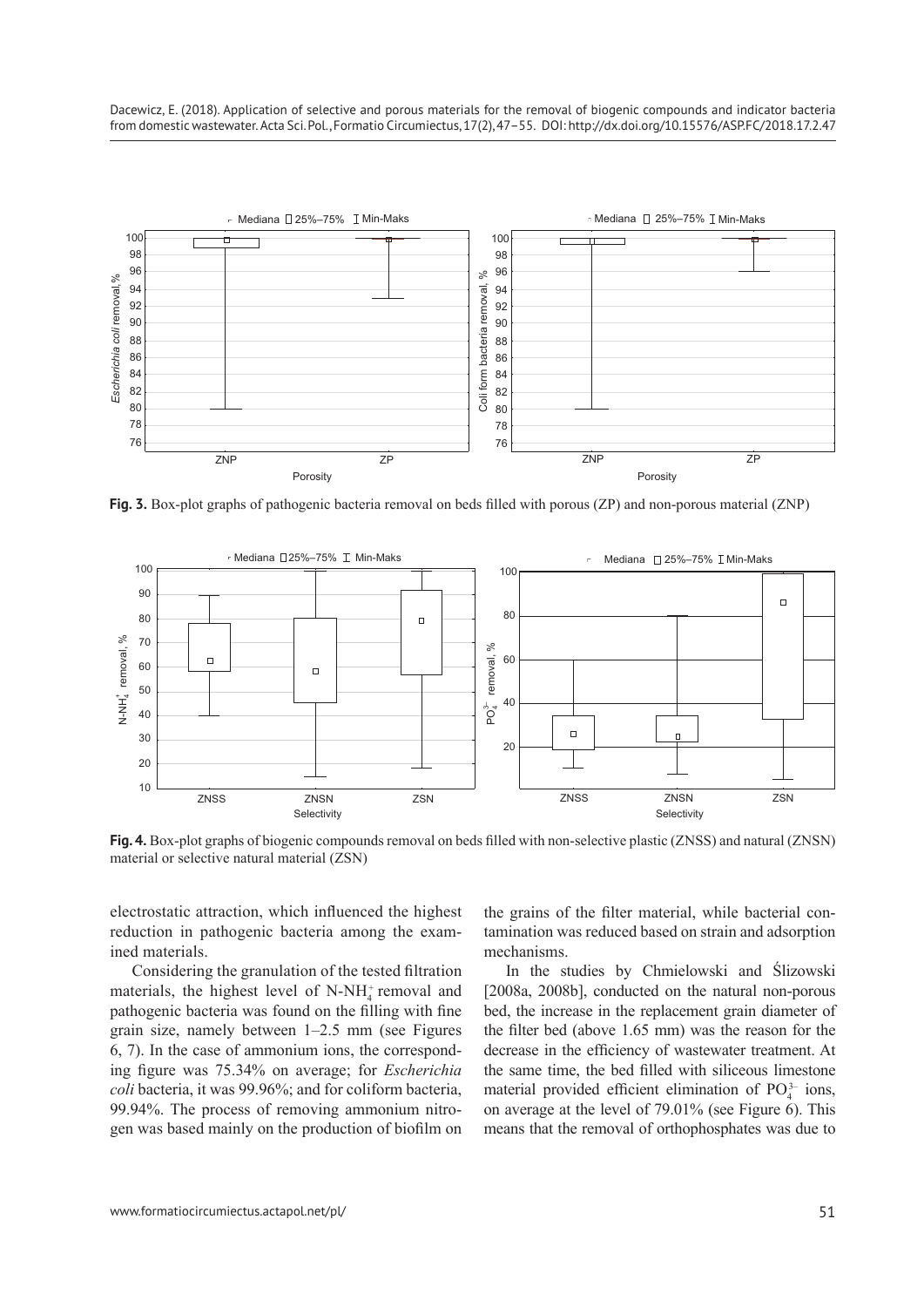**Fig. 3.** Box-plot graphs of pathogenic bacteria removal on beds filled with porous (ZP) and non-porous material (ZNP)

**Fig. 4.** Box-plot graphs of biogenic compounds removal on beds filled with non-selective plastic (ZNSS) and natural (ZNSN) material or selective natural material (ZSN)

electrostatic attraction, which influenced the highest reduction in pathogenic bacteria among the examined materials.

Considering the granulation of the tested filtration materials, the highest level of $N\text{-}NH_4^+$ removal and pathogenic bacteria was found on the filling with fine grain size, namely between 1–2.5 mm (see Figures 6, 7). In the case of ammonium ions, the corresponding figure was 75.34% on average; for *Escherichia coli* bacteria, it was 99.96%; and for coliform bacteria, 99.94%. The process of removing ammonium nitrogen was based mainly on the production of biofilm on the grains of the filter material, while bacterial contamination was reduced based on strain and adsorption mechanisms.

In the studies by Chmielowski and Ślizowski [2008a, 2008b], conducted on the natural non-porous bed, the increase in the replacement grain diameter of the filter bed (above 1.65 mm) was the reason for the decrease in the efficiency of wastewater treatment. At the same time, the bed filled with siliceous limestone material provided efficient elimination of $PO_4^{3-}$ ions, on average at the level of 79.01% (see Figure 6). This means that the removal of orthophosphates was due to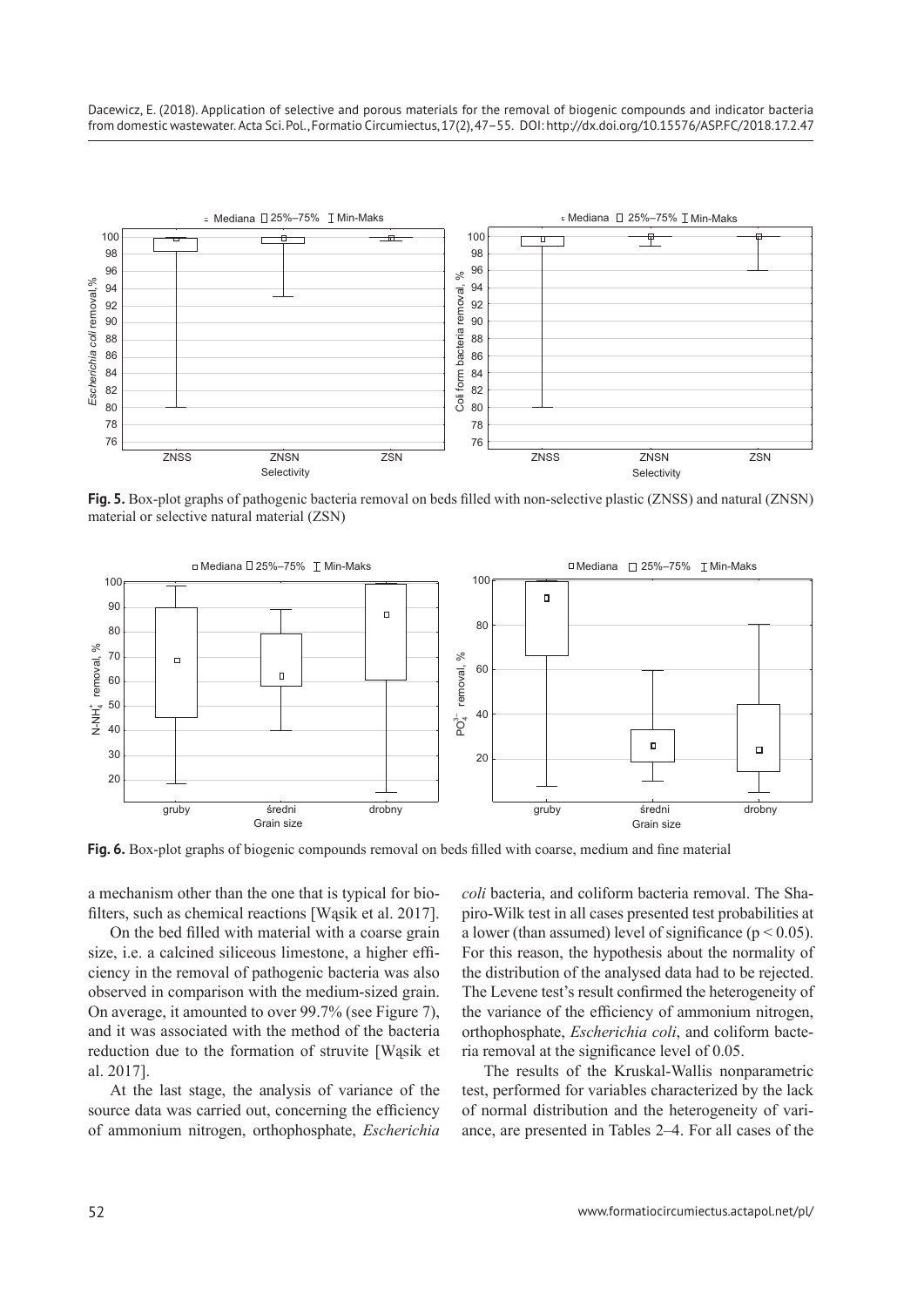**Fig. 5.** Box-plot graphs of pathogenic bacteria removal on beds filled with non-selective plastic (ZNSS) and natural (ZNSN) material or selective natural material (ZSN)

**Fig. 6.** Box-plot graphs of biogenic compounds removal on beds filled with coarse, medium and fine material

a mechanism other than the one that is typical for biofilters, such as chemical reactions [Wąsik et al. 2017].

On the bed filled with material with a coarse grain size, i.e. a calcined siliceous limestone, a higher efficiency in the removal of pathogenic bacteria was also observed in comparison with the medium-sized grain. On average, it amounted to over 99.7% (see Figure 7), and it was associated with the method of the bacteria reduction due to the formation of struvite [Wąsik et al. 2017].

At the last stage, the analysis of variance of the source data was carried out, concerning the efficiency of ammonium nitrogen, orthophosphate, *Escherichia coli* bacteria, and coliform bacteria removal. The Shapiro-Wilk test in all cases presented test probabilities at a lower (than assumed) level of significance ($p < 0.05$). For this reason, the hypothesis about the normality of the distribution of the analysed data had to be rejected. The Levene test's result confirmed the heterogeneity of the variance of the efficiency of ammonium nitrogen, orthophosphate, *Escherichia coli*, and coliform bacteria removal at the significance level of 0.05.

The results of the Kruskal-Wallis nonparametric test, performed for variables characterized by the lack of normal distribution and the heterogeneity of variance, are presented in Tables 2–4. For all cases of the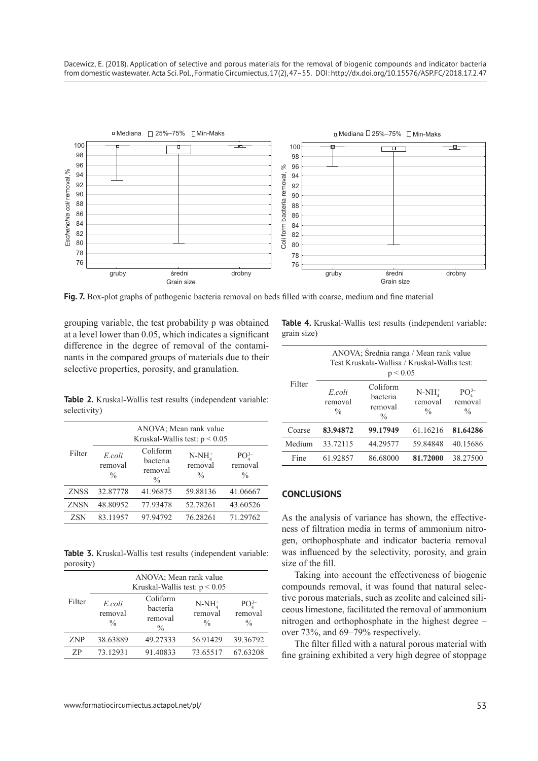**Fig. 7.** Box-plot graphs of pathogenic bacteria removal on beds filled with coarse, medium and fine material

grouping variable, the test probability p was obtained at a level lower than 0.05, which indicates a significant difference in the degree of removal of the contaminants in the compared groups of materials due to their selective properties, porosity, and granulation.

**Table 2.** Kruskal-Wallis test results (independent variable: selectivity)

| Filter | ANOVA; Mean rank value Kruskal-Wallis test: $p < 0.05$ | | | |
|---|---|---|---|---|
| | *E.coli* removal % | Coliform bacteria removal % | $N\text{-}NH_4^+$ removal % | $PO_4^{3-}$ removal % |
| ZNSS | 32.87778 | 41.96875 | 59.88136 | 41.06667 |
| ZNSN | 48.80952 | 77.93478 | 52.78261 | 43.60526 |
| ZSN | 83.11957 | 97.94792 | 76.28261 | 71.29762 |

**Table 3.** Kruskal-Wallis test results (independent variable: porosity)

| Filter | ANOVA; Mean rank value Kruskal-Wallis test: $p < 0.05$ | | | |
|---|---|---|---|---|
| | *E.coli* removal % | Coliform bacteria removal % | $N\text{-}NH_4^+$ removal % | $PO_4^{3-}$ removal % |
| ZNP | 38.63889 | 49.27333 | 56.91429 | 39.36792 |
| ZP | 73.12931 | 91.40833 | 73.65517 | 67.63208 |

**Table 4.** Kruskal-Wallis test results (independent variable: grain size)

| Filter | ANOVA; Średnia ranga / Mean rank value Test Kruskala-Wallisa / Kruskal-Wallis test: $p < 0.05$ | | | |
|---|---|---|---|---|
| | *E.coli* removal % | Coliform bacteria removal % | $N\text{-}NH_4^+$ removal % | $PO_4^{3-}$ removal % |
| Coarse | **83.94872** | **99.17949** | 61.16216 | **81.64286** |
| Medium | 33.72115 | 44.29577 | 59.84848 | 40.15686 |
| Fine | 61.92857 | 86.68000 | **81.72000** | 38.27500 |

## CONCLUSIONS

As the analysis of variance has shown, the effectiveness of filtration media in terms of ammonium nitrogen, orthophosphate and indicator bacteria removal was influenced by the selectivity, porosity, and grain size of the fill.

Taking into account the effectiveness of biogenic compounds removal, it was found that natural selective porous materials, such as zeolite and calcined siliceous limestone, facilitated the removal of ammonium nitrogen and orthophosphate in the highest degree – over 73%, and 69–79% respectively.

The filter filled with a natural porous material with fine graining exhibited a very high degree of stoppage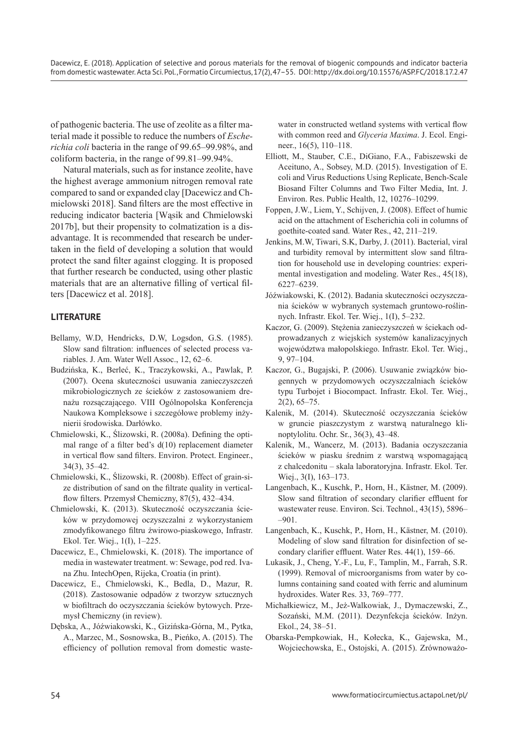of pathogenic bacteria. The use of zeolite as a filter material made it possible to reduce the numbers of *Escherichia coli* bacteria in the range of 99.65–99.98%, and coliform bacteria, in the range of 99.81–99.94%.

Natural materials, such as for instance zeolite, have the highest average ammonium nitrogen removal rate compared to sand or expanded clay [Dacewicz and Chmielowski 2018]. Sand filters are the most effective in reducing indicator bacteria [Wąsik and Chmielowski 2017b], but their propensity to colmatization is a disadvantage. It is recommended that research be undertaken in the field of developing a solution that would protect the sand filter against clogging. It is proposed that further research be conducted, using other plastic materials that are an alternative filling of vertical filters [Dacewicz et al. 2018].

## LITERATURE

- Bellamy, W.D, Hendricks, D.W, Logsdon, G.S. (1985). Slow sand filtration: influences of selected process variables. J. Am. Water Well Assoc., 12, 62–6.
- Budzińska, K., Berleć, K., Traczykowski, A., Pawlak, P. (2007). Ocena skuteczności usuwania zanieczyszczeń mikrobiologicznych ze ścieków z zastosowaniem drenażu rozsączającego. VIII Ogólnopolska Konferencja Naukowa Kompleksowe i szczegółowe problemy inżynierii środowiska. Darłówko.
- Chmielowski, K., Ślizowski, R. (2008a). Defining the optimal range of a filter bed's d(10) replacement diameter in vertical flow sand filters. Environ. Protect. Engineer., 34(3), 35–42.
- Chmielowski, K., Ślizowski, R. (2008b). Effect of grain-size distribution of sand on the filtrate quality in vertical-flow filters. Przemysł Chemiczny, 87(5), 432–434.
- Chmielowski, K. (2013). Skuteczność oczyszczania ścieków w przydomowej oczyszczalni z wykorzystaniem zmodyfikowanego filtru żwirowo-piaskowego, Infrastr. Ekol. Ter. Wiej., 1(I), 1–225.
- Dacewicz, E., Chmielowski, K. (2018). The importance of media in wastewater treatment. w: Sewage, pod red. Ivana Zhu. IntechOpen, Rijeka, Croatia (in print).
- Dacewicz, E., Chmielowski, K., Bedla, D., Mazur, R. (2018). Zastosowanie odpadów z tworzyw sztucznych w biofiltrach do oczyszczania ścieków bytowych. Przemysł Chemiczny (in review).
- Dębska, A., Jóźwiakowski, K., Gizińska-Górna, M., Pytka, A., Marzec, M., Sosnowska, B., Pieńko, A. (2015). The efficiency of pollution removal from domestic wastewater in constructed wetland systems with vertical flow with common reed and *Glyceria Maxima*. J. Ecol. Engineer., 16(5), 110–118.
- Elliott, M., Stauber, C.E., DiGiano, F.A., Fabiszewski de Aceituno, A., Sobsey, M.D. (2015). Investigation of E. coli and Virus Reductions Using Replicate, Bench-Scale Biosand Filter Columns and Two Filter Media, Int. J. Environ. Res. Public Health, 12, 10276–10299.
- Foppen, J.W., Liem, Y., Schijven, J. (2008). Effect of humic acid on the attachment of Escherichia coli in columns of goethite-coated sand. Water Res., 42, 211–219.
- Jenkins, M.W, Tiwari, S.K, Darby, J. (2011). Bacterial, viral and turbidity removal by intermittent slow sand filtration for household use in developing countries: experimental investigation and modeling. Water Res., 45(18), 6227–6239.
- Jóźwiakowski, K. (2012). Badania skuteczności oczyszczania ścieków w wybranych systemach gruntowo-roślinnych. Infrastr. Ekol. Ter. Wiej., 1(I), 5–232.
- Kaczor, G. (2009). Stężenia zanieczyszczeń w ściekach odprowadzanych z wiejskich systemów kanalizacyjnych województwa małopolskiego. Infrastr. Ekol. Ter. Wiej., 9, 97–104.
- Kaczor, G., Bugajski, P. (2006). Usuwanie związków biogennych w przydomowych oczyszczalniach ścieków typu Turbojet i Biocompact. Infrastr. Ekol. Ter. Wiej., 2(2), 65–75.
- Kalenik, M. (2014). Skuteczność oczyszczania ścieków w gruncie piaszczystym z warstwą naturalnego klinoptylolitu. Ochr. Śr., 36(3), 43–48.
- Kalenik, M., Wancerz, M. (2013). Badania oczyszczania ścieków w piasku średnim z warstwą wspomagającą z chalcedonitu – skala laboratoryjna. Infrastr. Ekol. Ter. Wiej., 3(I), 163–173.
- Langenbach, K., Kuschk, P., Horn, H., Kästner, M. (2009). Slow sand filtration of secondary clarifier effluent for wastewater reuse. Environ. Sci. Technol., 43(15), 5896–901.
- Langenbach, K., Kuschk, P., Horn, H., Kästner, M. (2010). Modeling of slow sand filtration for disinfection of secondary clarifier effluent. Water Res. 44(1), 159–66.
- Lukasik, J., Cheng, Y.-F., Lu, F., Tamplin, M., Farrah, S.R. (1999). Removal of microorganisms from water by columns containing sand coated with ferric and aluminum hydroxides. Water Res. 33, 769–777.
- Michałkiewicz, M., Jeż-Walkowiak, J., Dymaczewski, Z., Sozański, M.M. (2011). Dezynfekcja ścieków. Inżyn. Ekol., 24, 38–51.
- Obarska-Pempkowiak, H., Kołecka, K., Gajewska, M., Wojciechowska, E., Ostojski, A. (2015). Zrównoważo-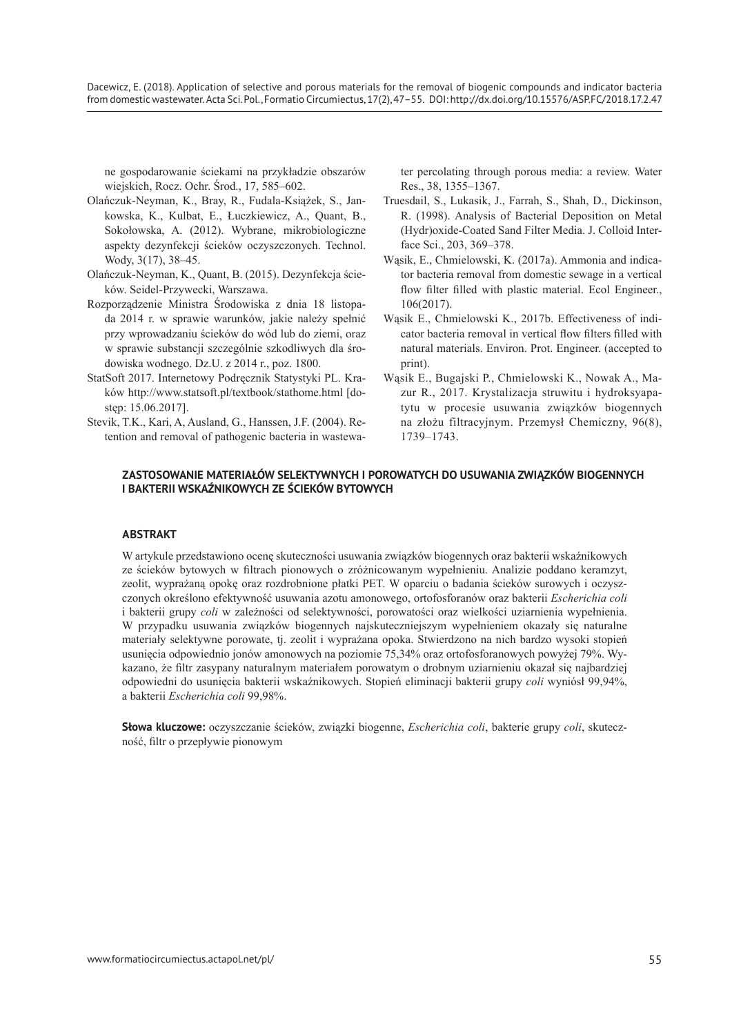ne gospodarowanie ściekami na przykładzie obszarów wiejskich, Rocz. Ochr. Środ., 17, 585–602.

Olańczuk-Neyman, K., Bray, R., Fudala-Książek, S., Jankowska, K., Kulbat, E., Łuczkiewicz, A., Quant, B., Sokołowska, A. (2012). Wybrane, mikrobiologiczne aspekty dezynfekcji ścieków oczyszczonych. Technol. Wody, 3(17), 38–45.

Olańczuk-Neyman, K., Quant, B. (2015). Dezynfekcja ścieków. Seidel-Przywecki, Warszawa.

Rozporządzenie Ministra Środowiska z dnia 18 listopada 2014 r. w sprawie warunków, jakie należy spełnić przy wprowadzaniu ścieków do wód lub do ziemi, oraz w sprawie substancji szczególnie szkodliwych dla środowiska wodnego. Dz.U. z 2014 r., poz. 1800.

StatSoft 2017. Internetowy Podręcznik Statystyki PL. Kraków http://www.statsoft.pl/textbook/stathome.html [dostęp: 15.06.2017].

Stevik, T.K., Kari, A, Ausland, G., Hanssen, J.F. (2004). Retention and removal of pathogenic bacteria in wastewater percolating through porous media: a review. Water Res., 38, 1355–1367.

Truesdail, S., Lukasik, J., Farrah, S., Shah, D., Dickinson, R. (1998). Analysis of Bacterial Deposition on Metal (Hydr)oxide-Coated Sand Filter Media. J. Colloid Interface Sci., 203, 369–378.

Wąsik, E., Chmielowski, K. (2017a). Ammonia and indicator bacteria removal from domestic sewage in a vertical flow filter filled with plastic material. Ecol Engineer., 106(2017).

Wąsik E., Chmielowski K., 2017b. Effectiveness of indicator bacteria removal in vertical flow filters filled with natural materials. Environ. Prot. Engineer. (accepted to print).

Wąsik E., Bugajski P., Chmielowski K., Nowak A., Mazur R., 2017. Krystalizacja struwitu i hydroksyapatytu w procesie usuwania związków biogennych na złożu filtracyjnym. Przemysł Chemiczny, 96(8), 1739–1743.

## ZASTOSOWANIE MATERIAŁÓW SELEKTYWNYCH I POROWATYCH DO USUWANIA ZWIĄZKÓW BIOGENNYCH I BAKTERII WSKAŹNIKOWYCH ZE ŚCIEKÓW BYTOWYCH

### ABSTRAKT

W artykule przedstawiono ocenę skuteczności usuwania związków biogennych oraz bakterii wskaźnikowych ze ścieków bytowych w filtrach pionowych o zróżnicowanym wypełnieniu. Analizie poddano keramzyt, zeolit, wyprażaną opokę oraz rozdrobnione płatki PET. W oparciu o badania ścieków surowych i oczyszczonych określono efektywność usuwania azotu amonowego, ortofosforanów oraz bakterii *Escherichia coli* i bakterii grupy *coli* w zależności od selektywności, porowatości oraz wielkości uziarnienia wypełnienia. W przypadku usuwania związków biogennych najskuteczniejszym wypełnieniem okazały się naturalne materiały selektywne porowate, tj. zeolit i wyprażana opoka. Stwierdzono na nich bardzo wysoki stopień usunięcia odpowiednio jonów amonowych na poziomie 75,34% oraz ortofosforanowych powyżej 79%. Wykazano, że filtr zasypany naturalnym materiałem porowatym o drobnym uziarnieniu okazał się najbardziej odpowiedni do usunięcia bakterii wskaźnikowych. Stopień eliminacji bakterii grupy *coli* wyniósł 99,94%, a bakterii *Escherichia coli* 99,98%.

**Słowa kluczowe:** oczyszczanie ścieków, związki biogenne, *Escherichia coli*, bakterie grupy *coli*, skuteczność, filtr o przepływie pionowym